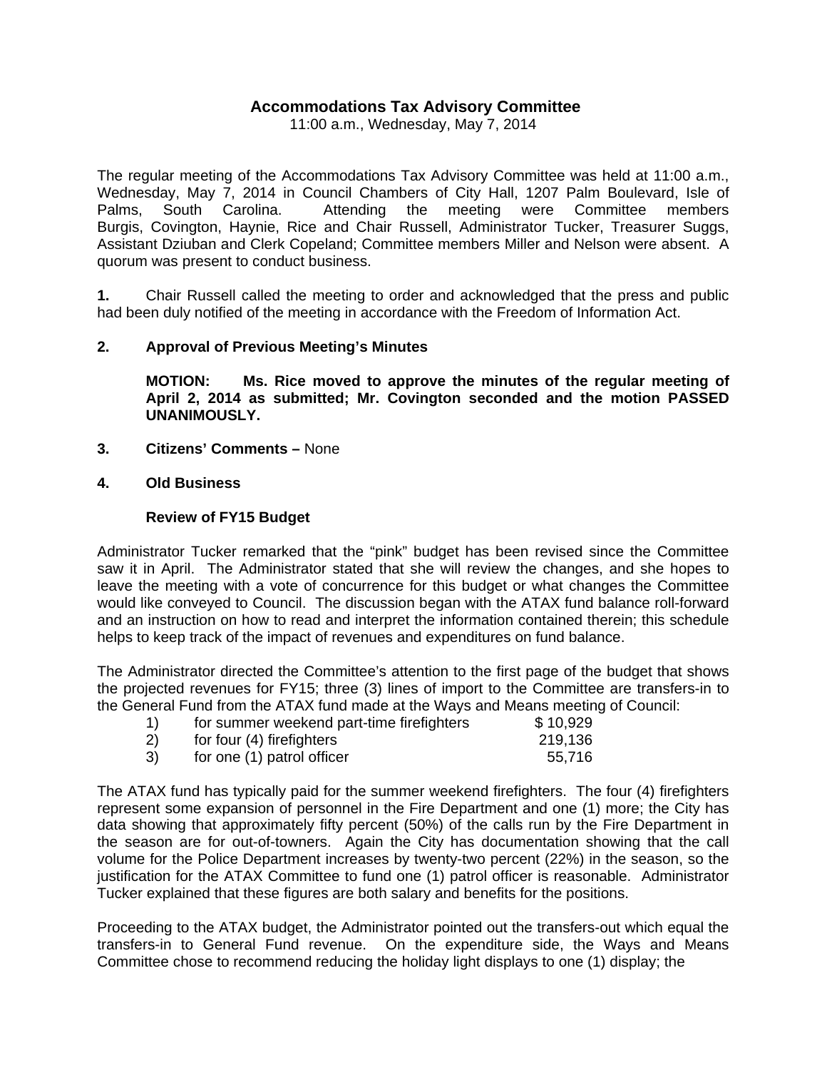# Accommodations Tax Advisory Committee

11:00 a.m., Wednesday, May 7, 2014

The regular meeting of the Accommodations Tax Advisory Committee was held at 11:00 a.m., Wednesday, May 7, 2014 in Council Chambers of City Hall, 1207 Palm Boulevard, Isle of Palms, South Carolina. Attending the meeting were Committee members Burgis, Covington, Haynie, Rice and Chair Russell, Administrator Tucker, Treasurer Suggs, Assistant Dziuban and Clerk Copeland; Committee members Miller and Nelson were absent. A quorum was present to conduct business.

**1.** Chair Russell called the meeting to order and acknowledged that the press and public had been duly notified of the meeting in accordance with the Freedom of Information Act.

**2. Approval of Previous Meeting's Minutes**

**MOTION: Ms. Rice moved to approve the minutes of the regular meeting of April 2, 2014 as submitted; Mr. Covington seconded and the motion PASSED UNANIMOUSLY.**

**3. Citizens' Comments –** None

**4. Old Business**

**Review of FY15 Budget**

Administrator Tucker remarked that the "pink" budget has been revised since the Committee saw it in April. The Administrator stated that she will review the changes, and she hopes to leave the meeting with a vote of concurrence for this budget or what changes the Committee would like conveyed to Council. The discussion began with the ATAX fund balance roll-forward and an instruction on how to read and interpret the information contained therein; this schedule helps to keep track of the impact of revenues and expenditures on fund balance.

The Administrator directed the Committee's attention to the first page of the budget that shows the projected revenues for FY15; three (3) lines of import to the Committee are transfers-in to the General Fund from the ATAX fund made at the Ways and Means meeting of Council:

| | | |
|---|---|---|
| 1) | for summer weekend part-time firefighters | $ 10,929 |
| 2) | for four (4) firefighters | 219,136 |
| 3) | for one (1) patrol officer | 55,716 |

The ATAX fund has typically paid for the summer weekend firefighters. The four (4) firefighters represent some expansion of personnel in the Fire Department and one (1) more; the City has data showing that approximately fifty percent (50%) of the calls run by the Fire Department in the season are for out-of-towners. Again the City has documentation showing that the call volume for the Police Department increases by twenty-two percent (22%) in the season, so the justification for the ATAX Committee to fund one (1) patrol officer is reasonable. Administrator Tucker explained that these figures are both salary and benefits for the positions.

Proceeding to the ATAX budget, the Administrator pointed out the transfers-out which equal the transfers-in to General Fund revenue. On the expenditure side, the Ways and Means Committee chose to recommend reducing the holiday light displays to one (1) display; the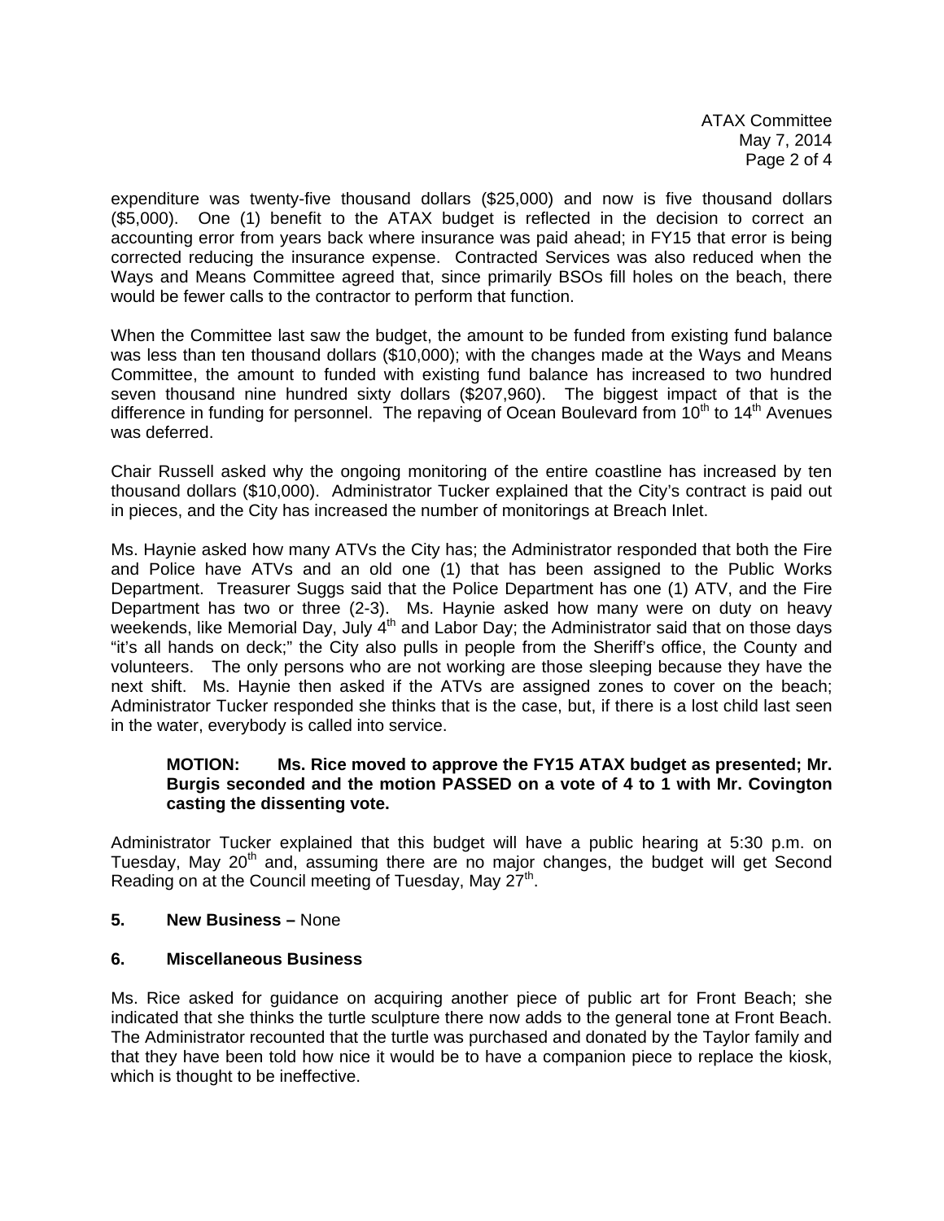expenditure was twenty-five thousand dollars ($25,000) and now is five thousand dollars ($5,000). One (1) benefit to the ATAX budget is reflected in the decision to correct an accounting error from years back where insurance was paid ahead; in FY15 that error is being corrected reducing the insurance expense. Contracted Services was also reduced when the Ways and Means Committee agreed that, since primarily BSOs fill holes on the beach, there would be fewer calls to the contractor to perform that function.

When the Committee last saw the budget, the amount to be funded from existing fund balance was less than ten thousand dollars ($10,000); with the changes made at the Ways and Means Committee, the amount to funded with existing fund balance has increased to two hundred seven thousand nine hundred sixty dollars ($207,960). The biggest impact of that is the difference in funding for personnel. The repaving of Ocean Boulevard from 10th to 14th Avenues was deferred.

Chair Russell asked why the ongoing monitoring of the entire coastline has increased by ten thousand dollars ($10,000). Administrator Tucker explained that the City's contract is paid out in pieces, and the City has increased the number of monitorings at Breach Inlet.

Ms. Haynie asked how many ATVs the City has; the Administrator responded that both the Fire and Police have ATVs and an old one (1) that has been assigned to the Public Works Department. Treasurer Suggs said that the Police Department has one (1) ATV, and the Fire Department has two or three (2-3). Ms. Haynie asked how many were on duty on heavy weekends, like Memorial Day, July 4th and Labor Day; the Administrator said that on those days "it's all hands on deck;" the City also pulls in people from the Sheriff's office, the County and volunteers. The only persons who are not working are those sleeping because they have the next shift. Ms. Haynie then asked if the ATVs are assigned zones to cover on the beach; Administrator Tucker responded she thinks that is the case, but, if there is a lost child last seen in the water, everybody is called into service.

> **MOTION: Ms. Rice moved to approve the FY15 ATAX budget as presented; Mr. Burgis seconded and the motion PASSED on a vote of 4 to 1 with Mr. Covington casting the dissenting vote.**

Administrator Tucker explained that this budget will have a public hearing at 5:30 p.m. on Tuesday, May 20th and, assuming there are no major changes, the budget will get Second Reading on at the Council meeting of Tuesday, May 27th.

**5. New Business –** None

**6. Miscellaneous Business**

Ms. Rice asked for guidance on acquiring another piece of public art for Front Beach; she indicated that she thinks the turtle sculpture there now adds to the general tone at Front Beach. The Administrator recounted that the turtle was purchased and donated by the Taylor family and that they have been told how nice it would be to have a companion piece to replace the kiosk, which is thought to be ineffective.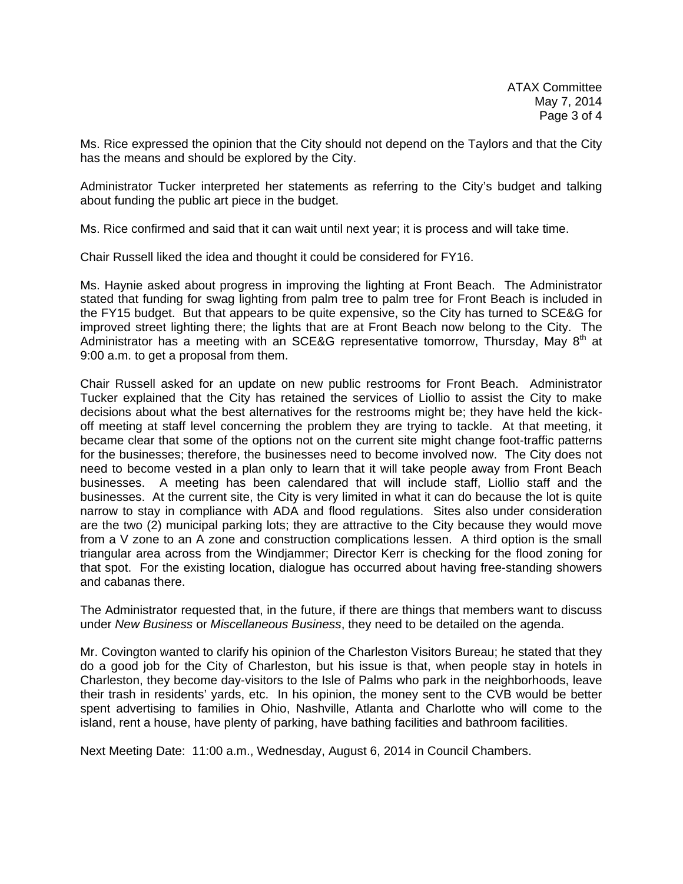Ms. Rice expressed the opinion that the City should not depend on the Taylors and that the City has the means and should be explored by the City.

Administrator Tucker interpreted her statements as referring to the City's budget and talking about funding the public art piece in the budget.

Ms. Rice confirmed and said that it can wait until next year; it is process and will take time.

Chair Russell liked the idea and thought it could be considered for FY16.

Ms. Haynie asked about progress in improving the lighting at Front Beach. The Administrator stated that funding for swag lighting from palm tree to palm tree for Front Beach is included in the FY15 budget. But that appears to be quite expensive, so the City has turned to SCE&G for improved street lighting there; the lights that are at Front Beach now belong to the City. The Administrator has a meeting with an SCE&G representative tomorrow, Thursday, May 8th at 9:00 a.m. to get a proposal from them.

Chair Russell asked for an update on new public restrooms for Front Beach. Administrator Tucker explained that the City has retained the services of Liollio to assist the City to make decisions about what the best alternatives for the restrooms might be; they have held the kick-off meeting at staff level concerning the problem they are trying to tackle. At that meeting, it became clear that some of the options not on the current site might change foot-traffic patterns for the businesses; therefore, the businesses need to become involved now. The City does not need to become vested in a plan only to learn that it will take people away from Front Beach businesses. A meeting has been calendared that will include staff, Liollio staff and the businesses. At the current site, the City is very limited in what it can do because the lot is quite narrow to stay in compliance with ADA and flood regulations. Sites also under consideration are the two (2) municipal parking lots; they are attractive to the City because they would move from a V zone to an A zone and construction complications lessen. A third option is the small triangular area across from the Windjammer; Director Kerr is checking for the flood zoning for that spot. For the existing location, dialogue has occurred about having free-standing showers and cabanas there.

The Administrator requested that, in the future, if there are things that members want to discuss under *New Business* or *Miscellaneous Business*, they need to be detailed on the agenda.

Mr. Covington wanted to clarify his opinion of the Charleston Visitors Bureau; he stated that they do a good job for the City of Charleston, but his issue is that, when people stay in hotels in Charleston, they become day-visitors to the Isle of Palms who park in the neighborhoods, leave their trash in residents' yards, etc. In his opinion, the money sent to the CVB would be better spent advertising to families in Ohio, Nashville, Atlanta and Charlotte who will come to the island, rent a house, have plenty of parking, have bathing facilities and bathroom facilities.

Next Meeting Date: 11:00 a.m., Wednesday, August 6, 2014 in Council Chambers.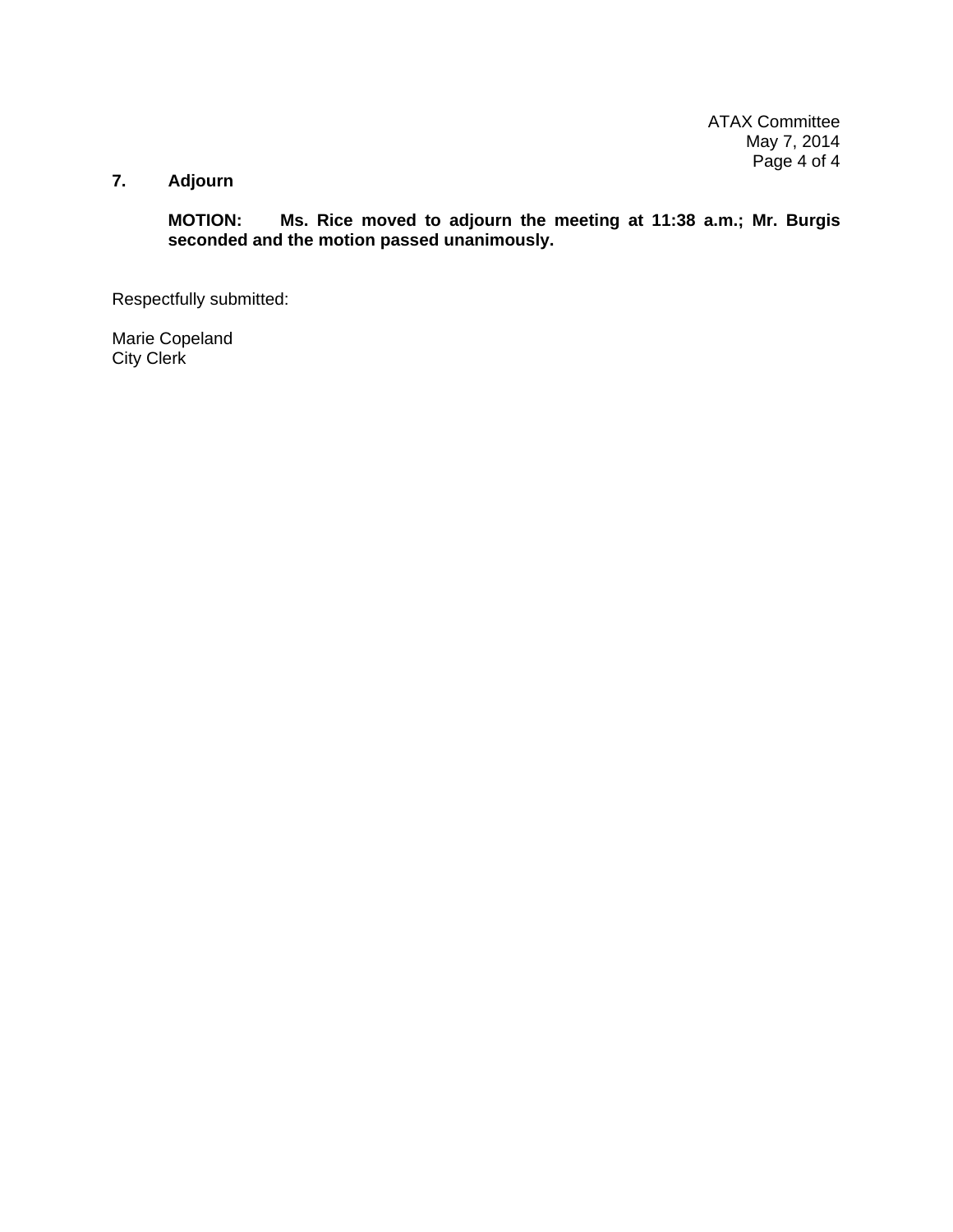**7. Adjourn**

**MOTION: Ms. Rice moved to adjourn the meeting at 11:38 a.m.; Mr. Burgis seconded and the motion passed unanimously.**

Respectfully submitted:

Marie Copeland
City Clerk